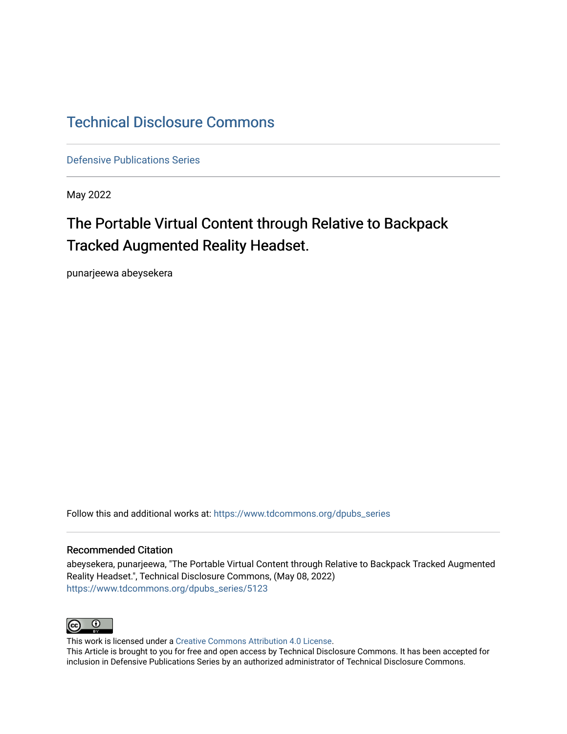# Technical Disclosure Commons

Defensive Publications Series

May 2022

## The Portable Virtual Content through Relative to Backpack Tracked Augmented Reality Headset.

punarjeewa abeysekera

Follow this and additional works at: https://www.tdcommons.org/dpubs_series

### Recommended Citation

abeysekera, punarjeewa, "The Portable Virtual Content through Relative to Backpack Tracked Augmented Reality Headset.", Technical Disclosure Commons, (May 08, 2022)
https://www.tdcommons.org/dpubs_series/5123

This work is licensed under a Creative Commons Attribution 4.0 License.
This Article is brought to you for free and open access by Technical Disclosure Commons. It has been accepted for inclusion in Defensive Publications Series by an authorized administrator of Technical Disclosure Commons.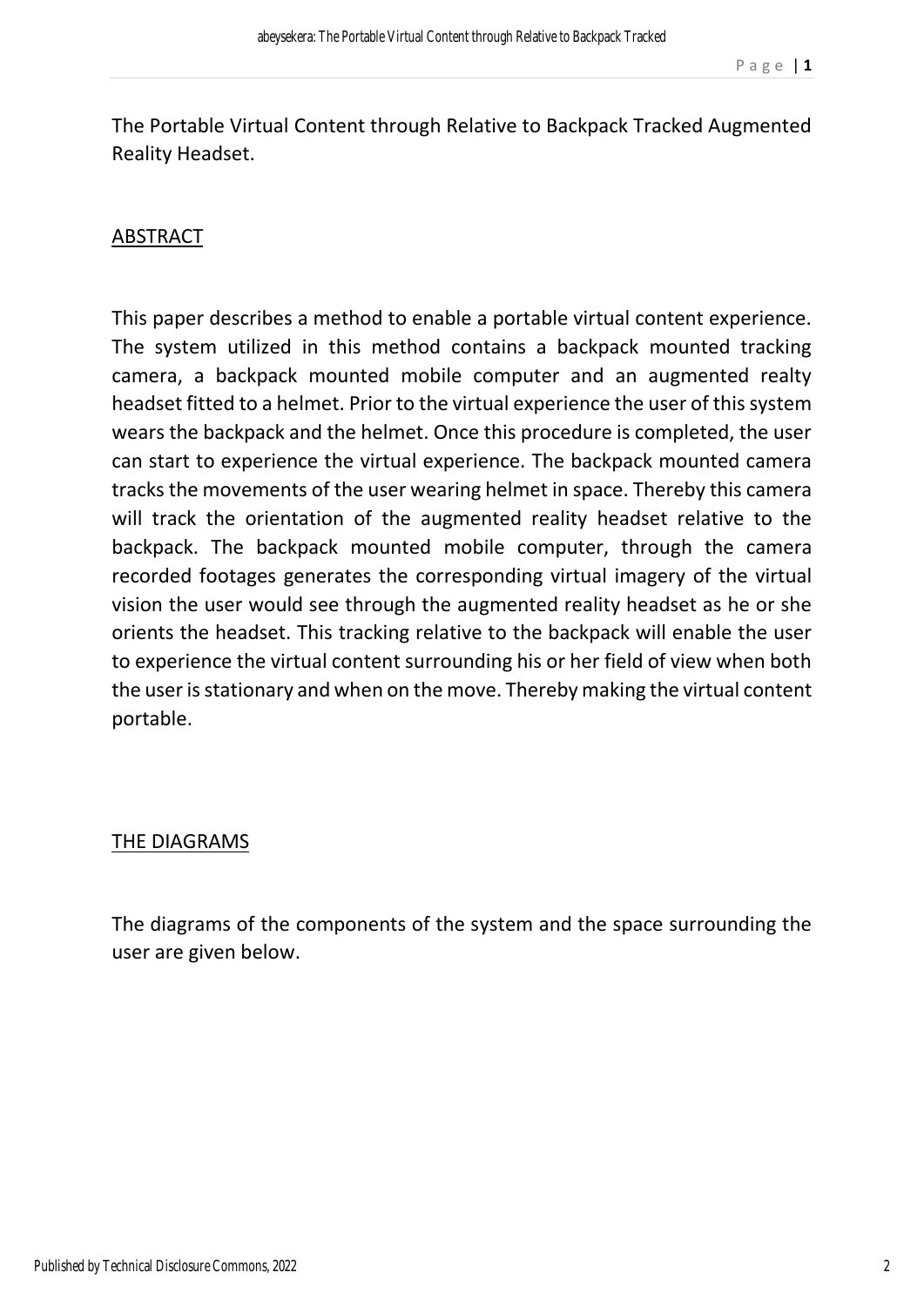The Portable Virtual Content through Relative to Backpack Tracked Augmented Reality Headset.

## ABSTRACT

This paper describes a method to enable a portable virtual content experience. The system utilized in this method contains a backpack mounted tracking camera, a backpack mounted mobile computer and an augmented realty headset fitted to a helmet. Prior to the virtual experience the user of this system wears the backpack and the helmet. Once this procedure is completed, the user can start to experience the virtual experience. The backpack mounted camera tracks the movements of the user wearing helmet in space. Thereby this camera will track the orientation of the augmented reality headset relative to the backpack. The backpack mounted mobile computer, through the camera recorded footages generates the corresponding virtual imagery of the virtual vision the user would see through the augmented reality headset as he or she orients the headset. This tracking relative to the backpack will enable the user to experience the virtual content surrounding his or her field of view when both the user is stationary and when on the move. Thereby making the virtual content portable.

## THE DIAGRAMS

The diagrams of the components of the system and the space surrounding the user are given below.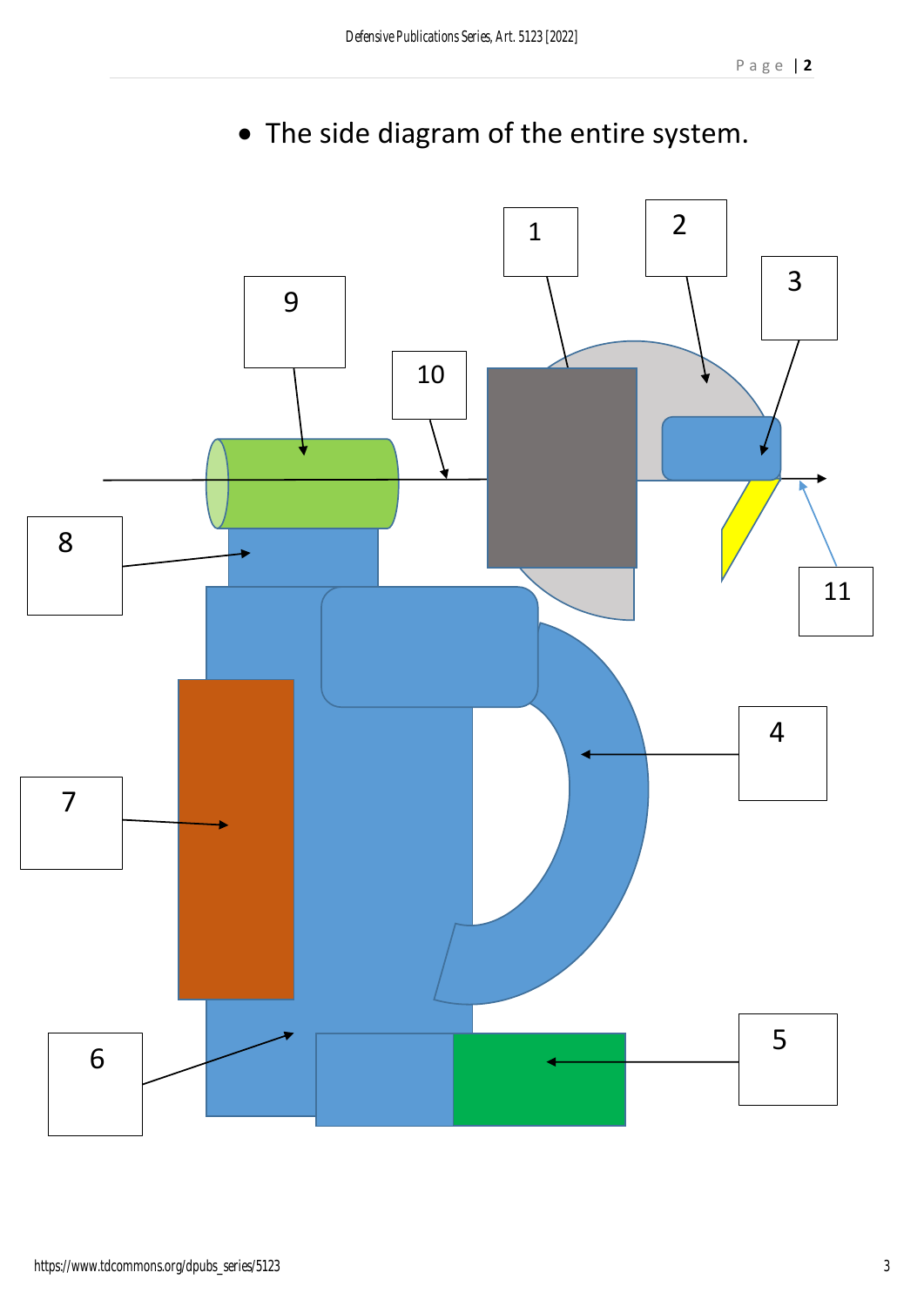- The side diagram of the entire system.

1

2

3

4

5

6

7

8

9

10

11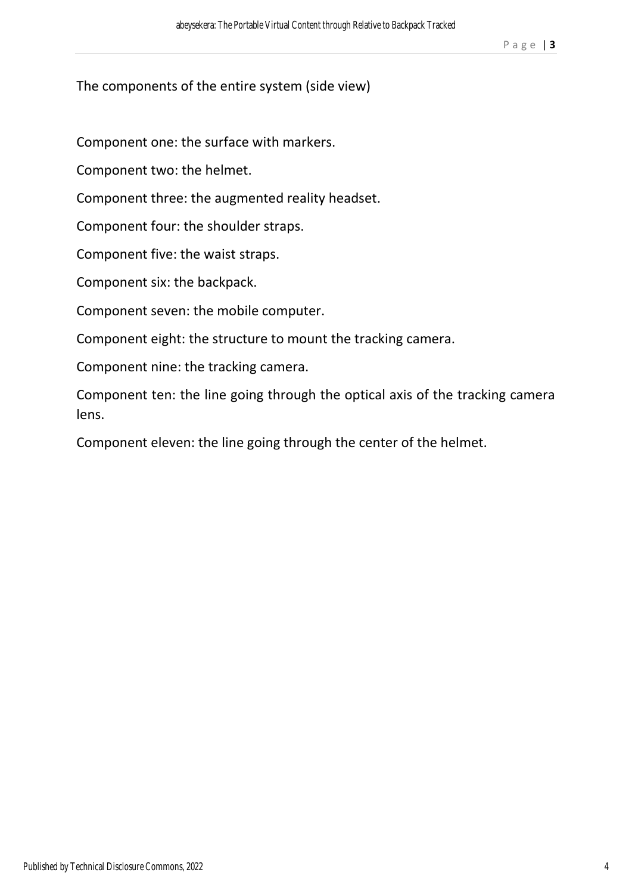The components of the entire system (side view)

Component one: the surface with markers.

Component two: the helmet.

Component three: the augmented reality headset.

Component four: the shoulder straps.

Component five: the waist straps.

Component six: the backpack.

Component seven: the mobile computer.

Component eight: the structure to mount the tracking camera.

Component nine: the tracking camera.

Component ten: the line going through the optical axis of the tracking camera lens.

Component eleven: the line going through the center of the helmet.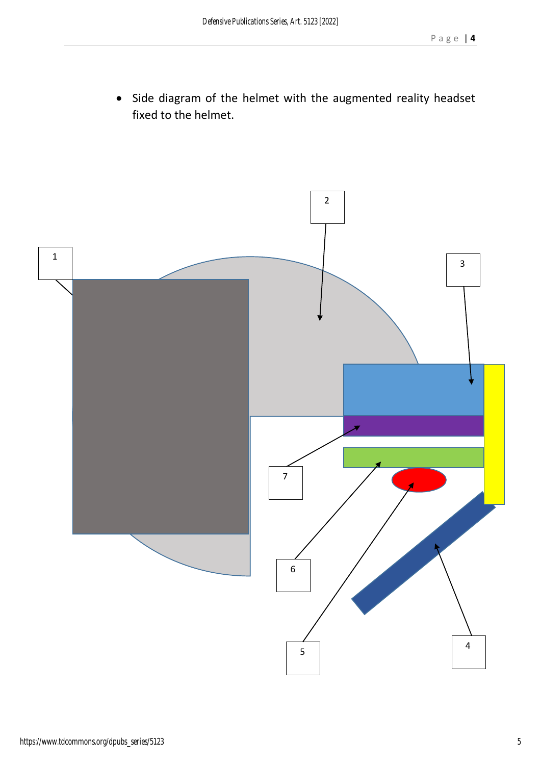- Side diagram of the helmet with the augmented reality headset fixed to the helmet.

1

2

3

4

5

6

7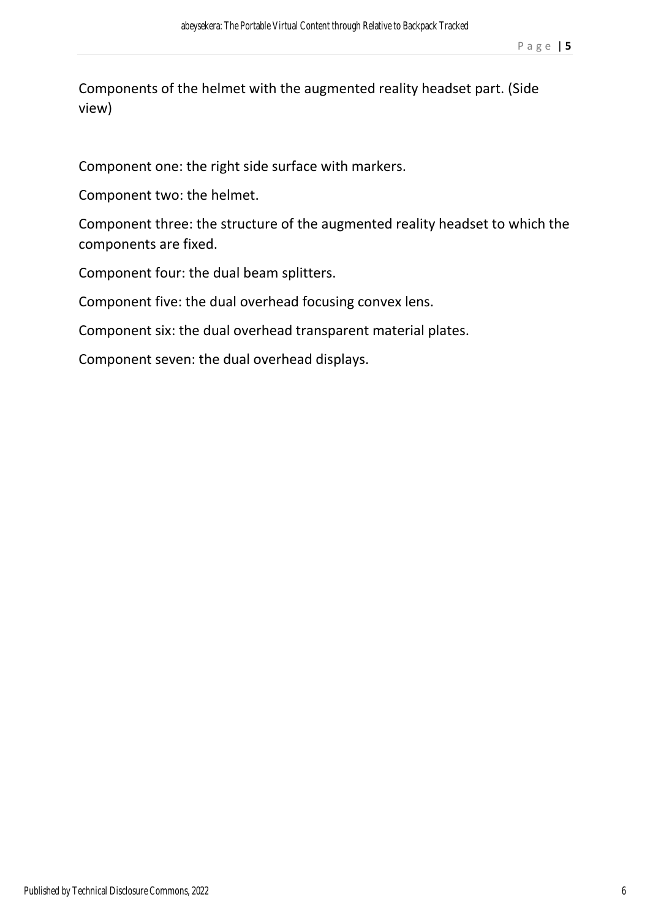Components of the helmet with the augmented reality headset part. (Side view)

Component one: the right side surface with markers.

Component two: the helmet.

Component three: the structure of the augmented reality headset to which the components are fixed.

Component four: the dual beam splitters.

Component five: the dual overhead focusing convex lens.

Component six: the dual overhead transparent material plates.

Component seven: the dual overhead displays.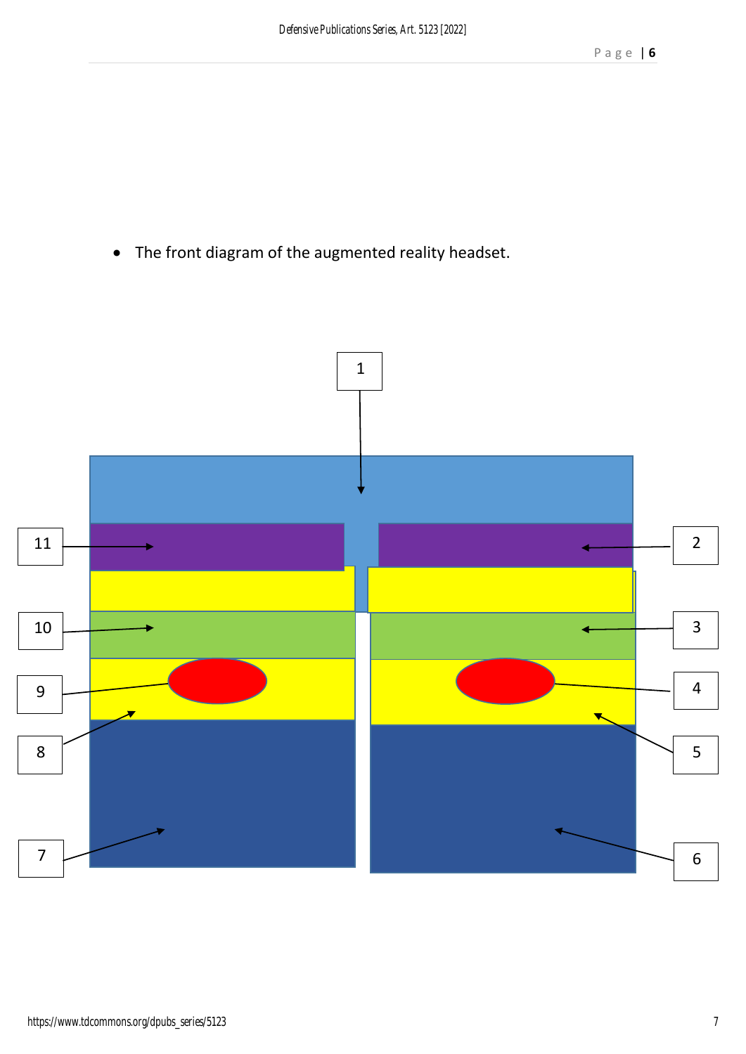- The front diagram of the augmented reality headset.

1

11

2

10

3

9

4

8

5

7

6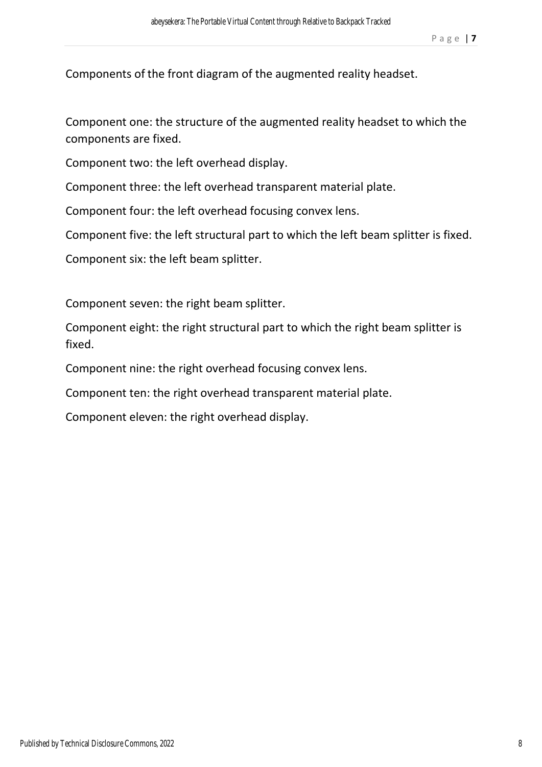Components of the front diagram of the augmented reality headset.

Component one: the structure of the augmented reality headset to which the components are fixed.

Component two: the left overhead display.

Component three: the left overhead transparent material plate.

Component four: the left overhead focusing convex lens.

Component five: the left structural part to which the left beam splitter is fixed.

Component six: the left beam splitter.

Component seven: the right beam splitter.

Component eight: the right structural part to which the right beam splitter is fixed.

Component nine: the right overhead focusing convex lens.

Component ten: the right overhead transparent material plate.

Component eleven: the right overhead display.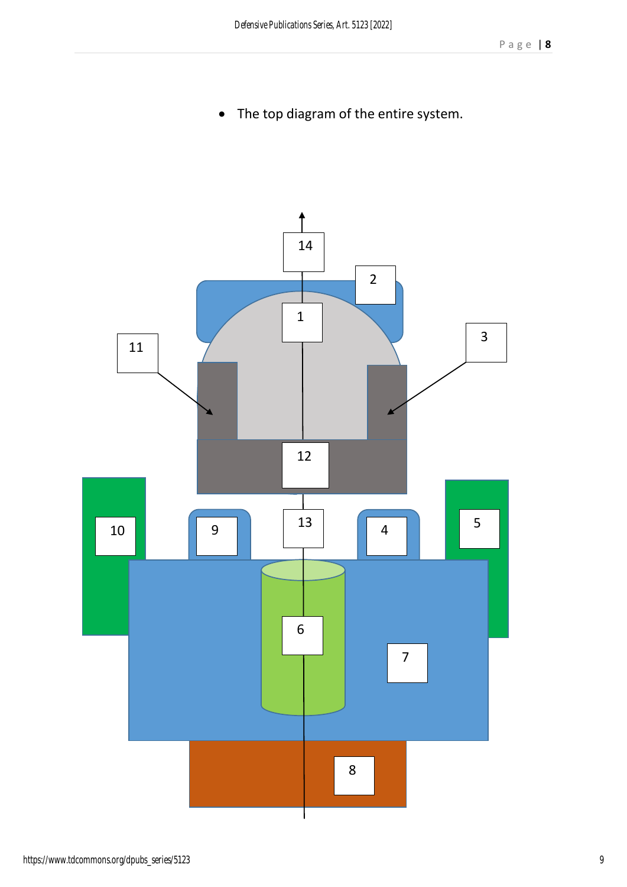- The top diagram of the entire system.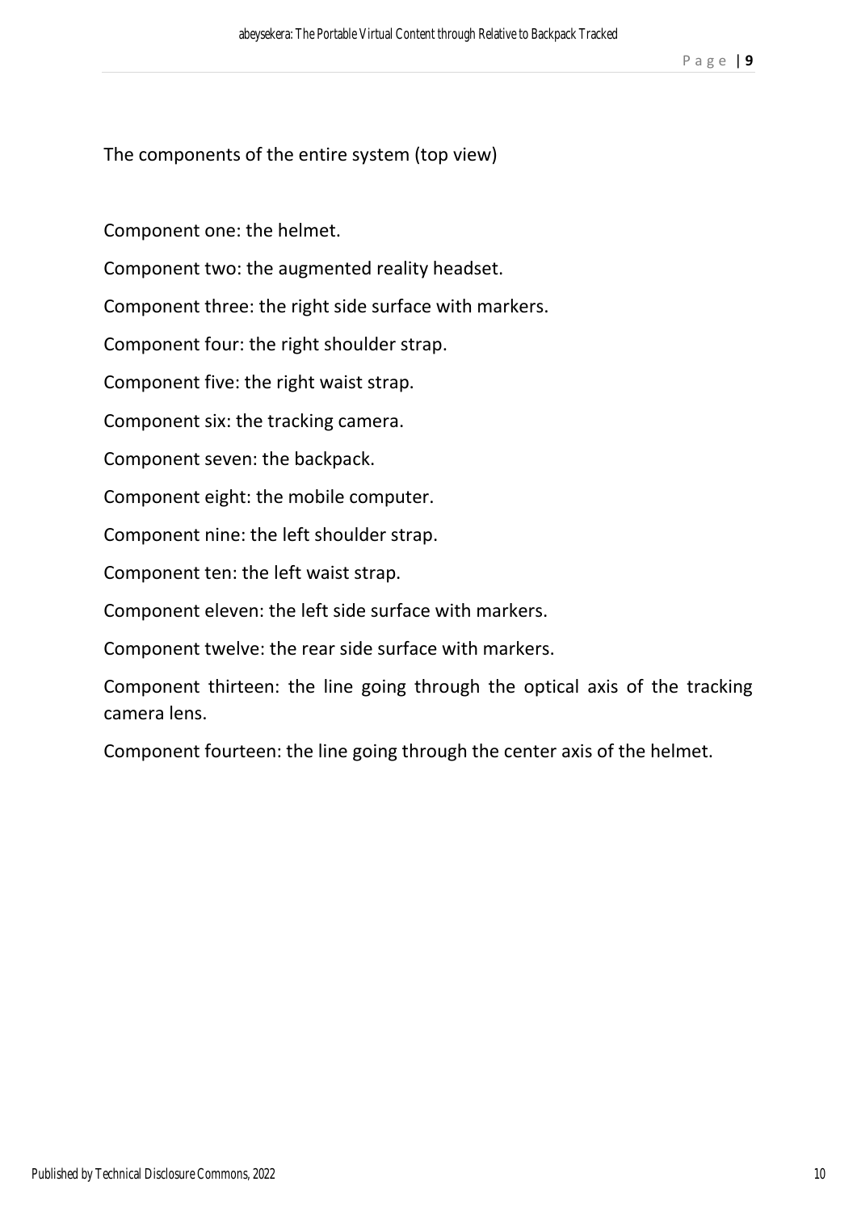The components of the entire system (top view)

Component one: the helmet.

Component two: the augmented reality headset.

Component three: the right side surface with markers.

Component four: the right shoulder strap.

Component five: the right waist strap.

Component six: the tracking camera.

Component seven: the backpack.

Component eight: the mobile computer.

Component nine: the left shoulder strap.

Component ten: the left waist strap.

Component eleven: the left side surface with markers.

Component twelve: the rear side surface with markers.

Component thirteen: the line going through the optical axis of the tracking camera lens.

Component fourteen: the line going through the center axis of the helmet.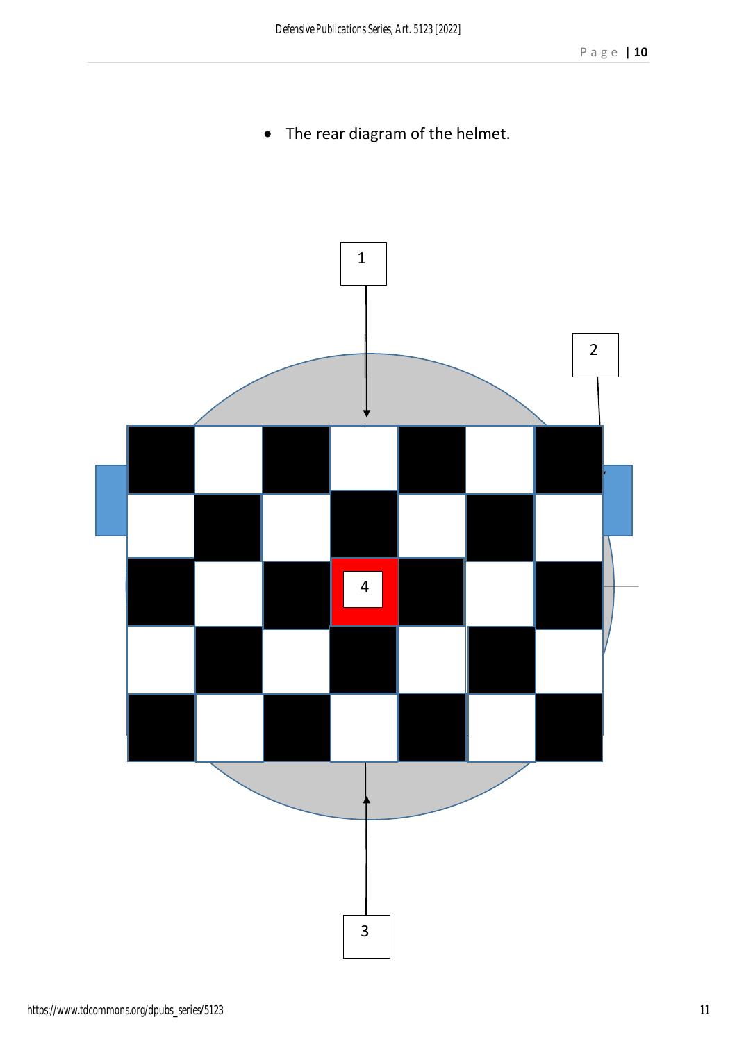- The rear diagram of the helmet.

1

2

4

3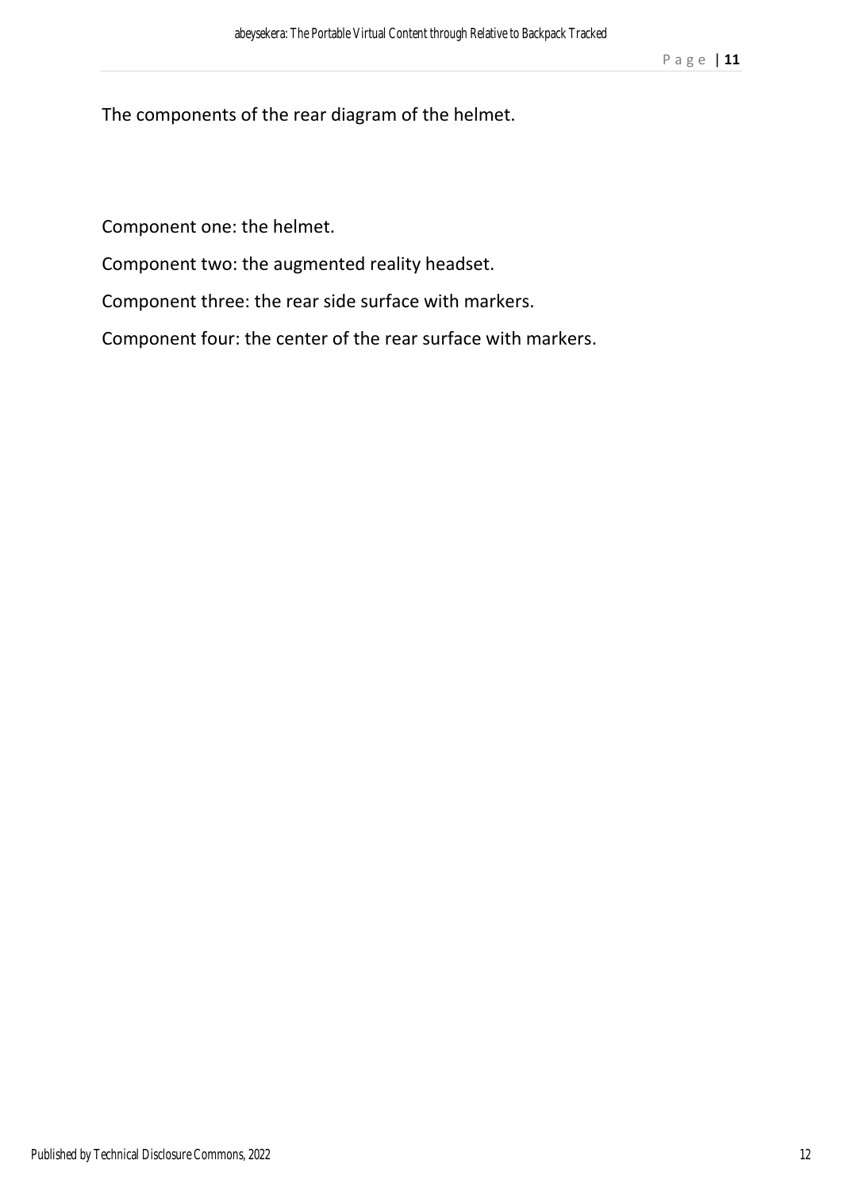The components of the rear diagram of the helmet.

Component one: the helmet.

Component two: the augmented reality headset.

Component three: the rear side surface with markers.

Component four: the center of the rear surface with markers.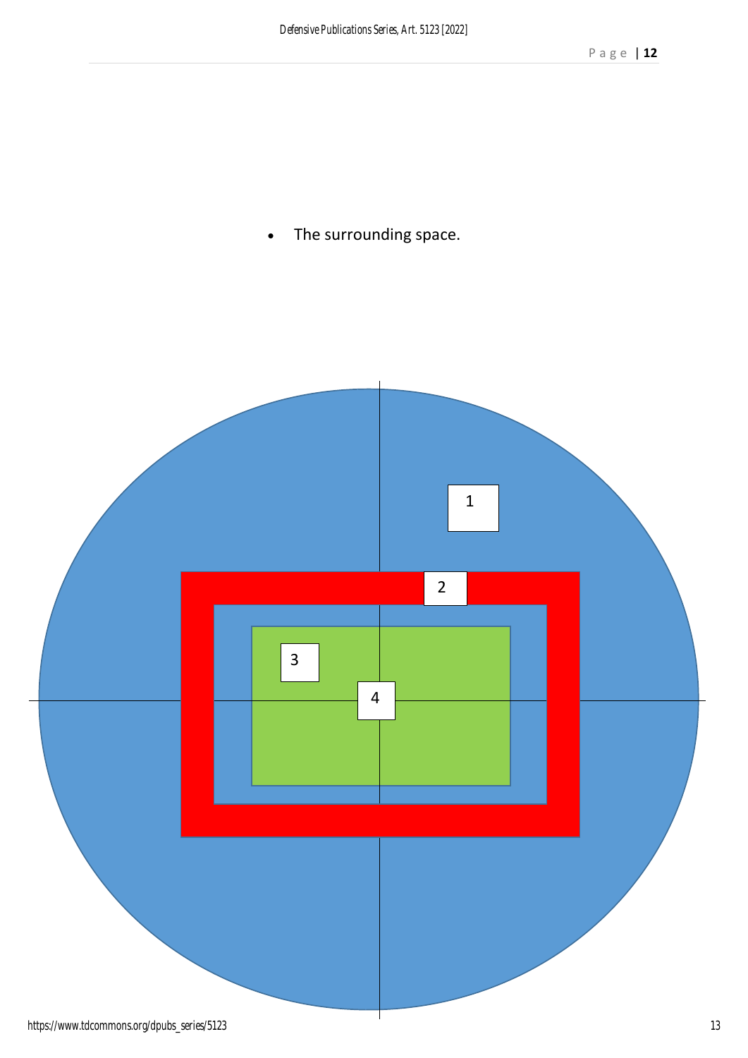- The surrounding space.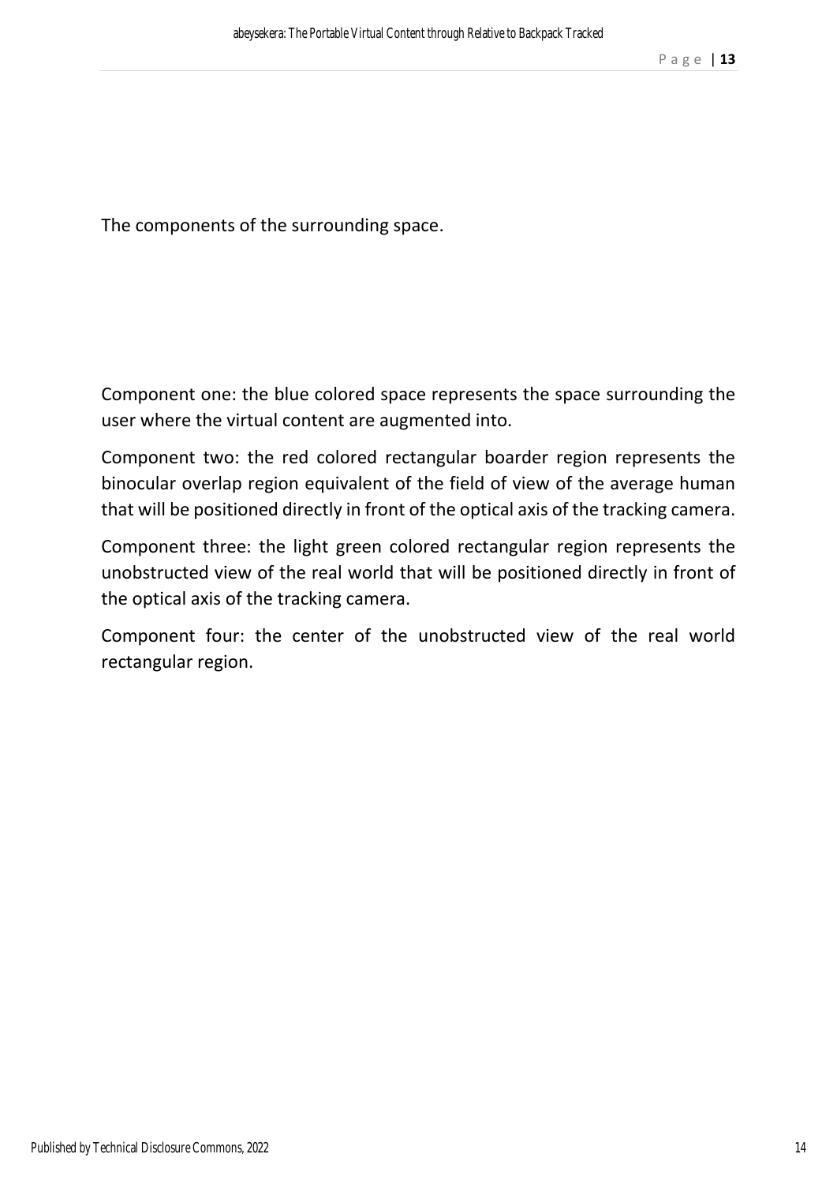The components of the surrounding space.

Component one: the blue colored space represents the space surrounding the user where the virtual content are augmented into.

Component two: the red colored rectangular boarder region represents the binocular overlap region equivalent of the field of view of the average human that will be positioned directly in front of the optical axis of the tracking camera.

Component three: the light green colored rectangular region represents the unobstructed view of the real world that will be positioned directly in front of the optical axis of the tracking camera.

Component four: the center of the unobstructed view of the real world rectangular region.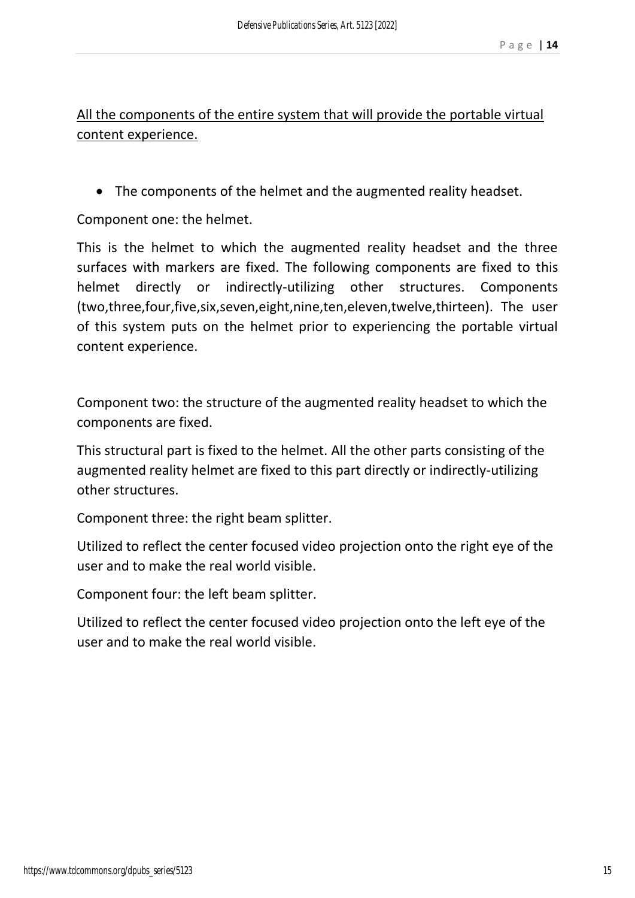<u>All the components of the entire system that will provide the portable virtual content experience.</u>

- The components of the helmet and the augmented reality headset.

Component one: the helmet.

This is the helmet to which the augmented reality headset and the three surfaces with markers are fixed. The following components are fixed to this helmet directly or indirectly-utilizing other structures. Components (two,three,four,five,six,seven,eight,nine,ten,eleven,twelve,thirteen). The user of this system puts on the helmet prior to experiencing the portable virtual content experience.

Component two: the structure of the augmented reality headset to which the components are fixed.

This structural part is fixed to the helmet. All the other parts consisting of the augmented reality helmet are fixed to this part directly or indirectly-utilizing other structures.

Component three: the right beam splitter.

Utilized to reflect the center focused video projection onto the right eye of the user and to make the real world visible.

Component four: the left beam splitter.

Utilized to reflect the center focused video projection onto the left eye of the user and to make the real world visible.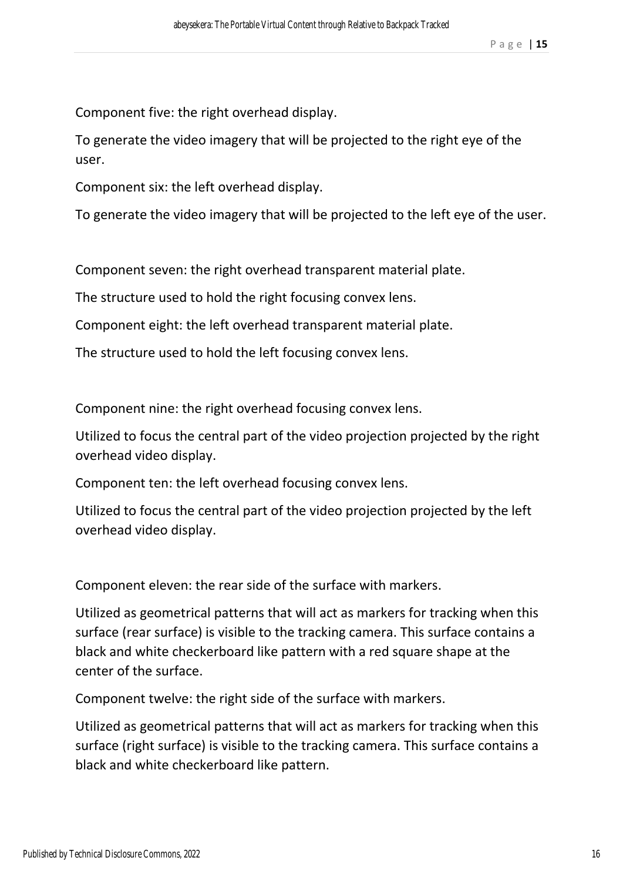Component five: the right overhead display.

To generate the video imagery that will be projected to the right eye of the user.

Component six: the left overhead display.

To generate the video imagery that will be projected to the left eye of the user.

Component seven: the right overhead transparent material plate.

The structure used to hold the right focusing convex lens.

Component eight: the left overhead transparent material plate.

The structure used to hold the left focusing convex lens.

Component nine: the right overhead focusing convex lens.

Utilized to focus the central part of the video projection projected by the right overhead video display.

Component ten: the left overhead focusing convex lens.

Utilized to focus the central part of the video projection projected by the left overhead video display.

Component eleven: the rear side of the surface with markers.

Utilized as geometrical patterns that will act as markers for tracking when this surface (rear surface) is visible to the tracking camera. This surface contains a black and white checkerboard like pattern with a red square shape at the center of the surface.

Component twelve: the right side of the surface with markers.

Utilized as geometrical patterns that will act as markers for tracking when this surface (right surface) is visible to the tracking camera. This surface contains a black and white checkerboard like pattern.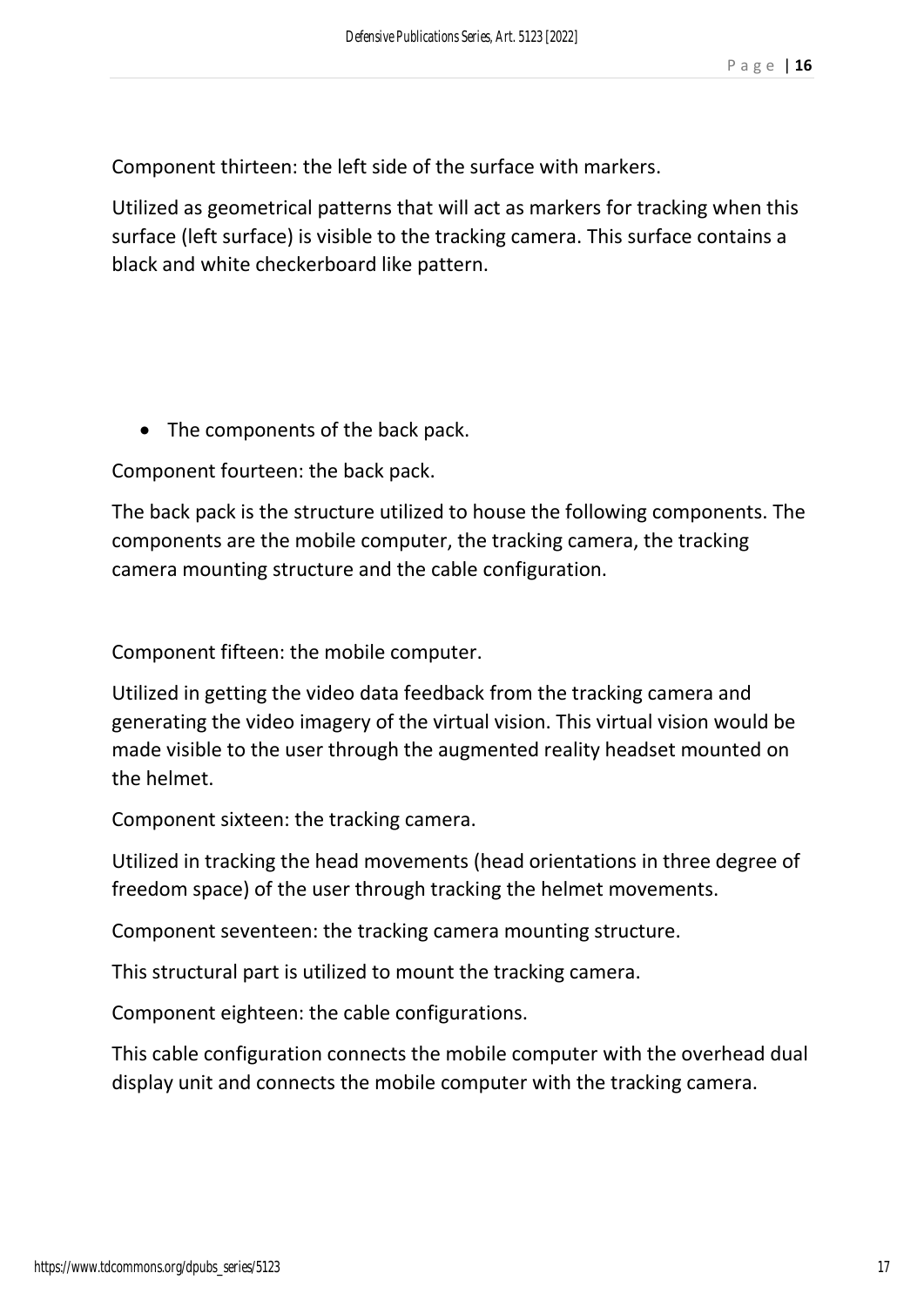Component thirteen: the left side of the surface with markers.

Utilized as geometrical patterns that will act as markers for tracking when this surface (left surface) is visible to the tracking camera. This surface contains a black and white checkerboard like pattern.

- The components of the back pack.

Component fourteen: the back pack.

The back pack is the structure utilized to house the following components. The components are the mobile computer, the tracking camera, the tracking camera mounting structure and the cable configuration.

Component fifteen: the mobile computer.

Utilized in getting the video data feedback from the tracking camera and generating the video imagery of the virtual vision. This virtual vision would be made visible to the user through the augmented reality headset mounted on the helmet.

Component sixteen: the tracking camera.

Utilized in tracking the head movements (head orientations in three degree of freedom space) of the user through tracking the helmet movements.

Component seventeen: the tracking camera mounting structure.

This structural part is utilized to mount the tracking camera.

Component eighteen: the cable configurations.

This cable configuration connects the mobile computer with the overhead dual display unit and connects the mobile computer with the tracking camera.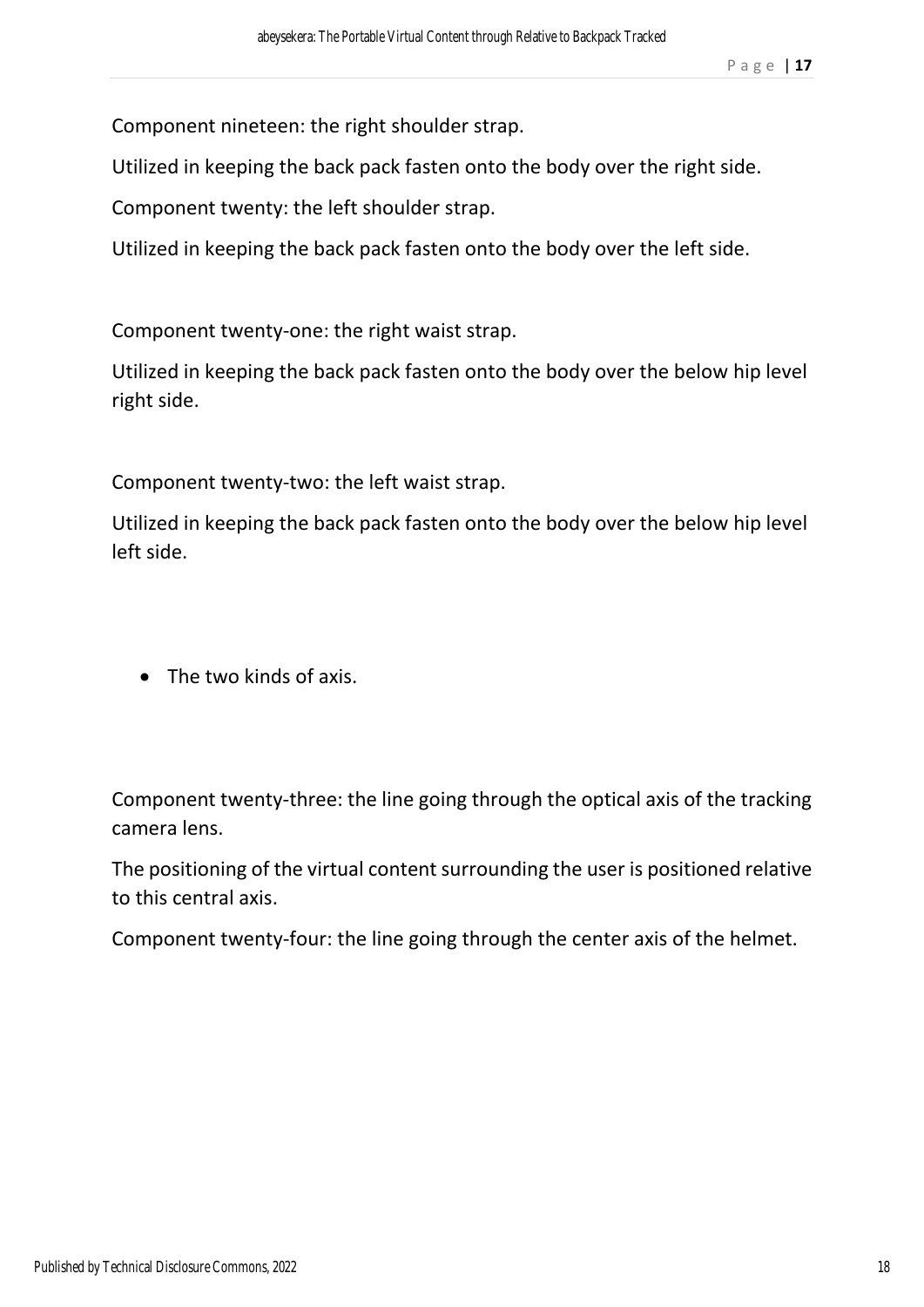Component nineteen: the right shoulder strap.

Utilized in keeping the back pack fasten onto the body over the right side.

Component twenty: the left shoulder strap.

Utilized in keeping the back pack fasten onto the body over the left side.

Component twenty-one: the right waist strap.

Utilized in keeping the back pack fasten onto the body over the below hip level right side.

Component twenty-two: the left waist strap.

Utilized in keeping the back pack fasten onto the body over the below hip level left side.

- The two kinds of axis.

Component twenty-three: the line going through the optical axis of the tracking camera lens.

The positioning of the virtual content surrounding the user is positioned relative to this central axis.

Component twenty-four: the line going through the center axis of the helmet.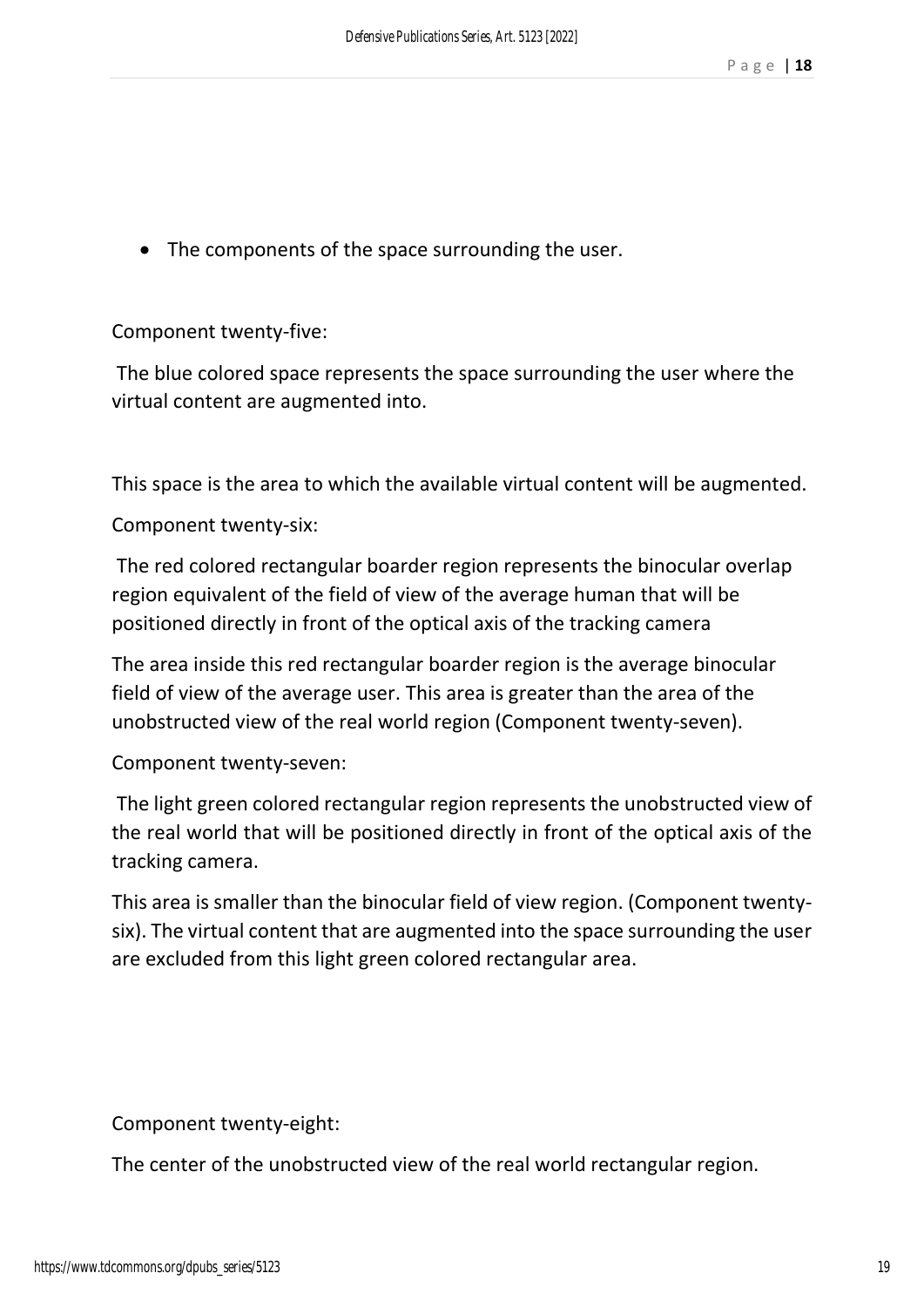- The components of the space surrounding the user.

Component twenty-five:

The blue colored space represents the space surrounding the user where the virtual content are augmented into.

This space is the area to which the available virtual content will be augmented.

Component twenty-six:

The red colored rectangular boarder region represents the binocular overlap region equivalent of the field of view of the average human that will be positioned directly in front of the optical axis of the tracking camera

The area inside this red rectangular boarder region is the average binocular field of view of the average user. This area is greater than the area of the unobstructed view of the real world region (Component twenty-seven).

Component twenty-seven:

The light green colored rectangular region represents the unobstructed view of the real world that will be positioned directly in front of the optical axis of the tracking camera.

This area is smaller than the binocular field of view region. (Component twenty-six). The virtual content that are augmented into the space surrounding the user are excluded from this light green colored rectangular area.

Component twenty-eight:

The center of the unobstructed view of the real world rectangular region.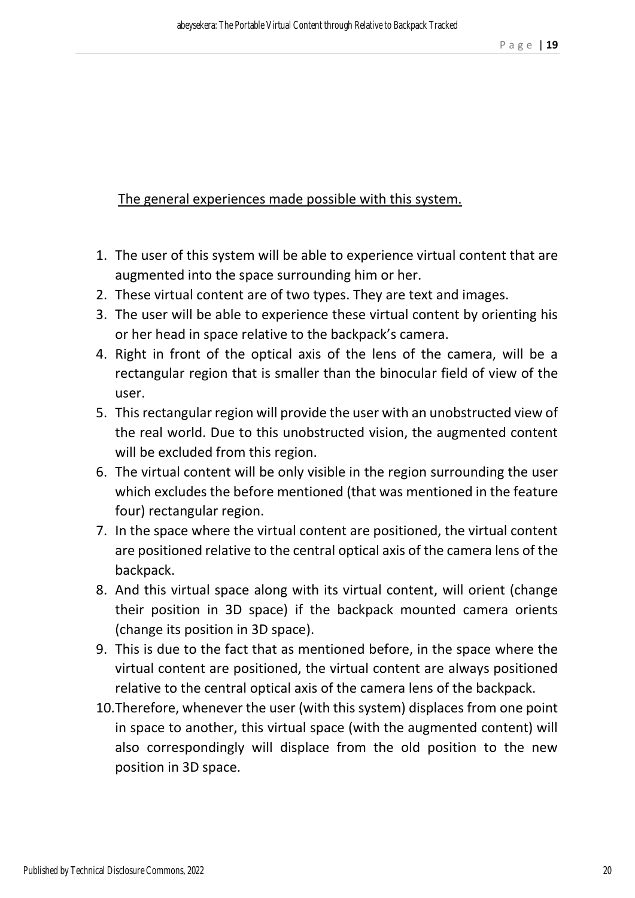<u>The general experiences made possible with this system.</u>

1. The user of this system will be able to experience virtual content that are augmented into the space surrounding him or her.
2. These virtual content are of two types. They are text and images.
3. The user will be able to experience these virtual content by orienting his or her head in space relative to the backpack's camera.
4. Right in front of the optical axis of the lens of the camera, will be a rectangular region that is smaller than the binocular field of view of the user.
5. This rectangular region will provide the user with an unobstructed view of the real world. Due to this unobstructed vision, the augmented content will be excluded from this region.
6. The virtual content will be only visible in the region surrounding the user which excludes the before mentioned (that was mentioned in the feature four) rectangular region.
7. In the space where the virtual content are positioned, the virtual content are positioned relative to the central optical axis of the camera lens of the backpack.
8. And this virtual space along with its virtual content, will orient (change their position in 3D space) if the backpack mounted camera orients (change its position in 3D space).
9. This is due to the fact that as mentioned before, in the space where the virtual content are positioned, the virtual content are always positioned relative to the central optical axis of the camera lens of the backpack.
10. Therefore, whenever the user (with this system) displaces from one point in space to another, this virtual space (with the augmented content) will also correspondingly will displace from the old position to the new position in 3D space.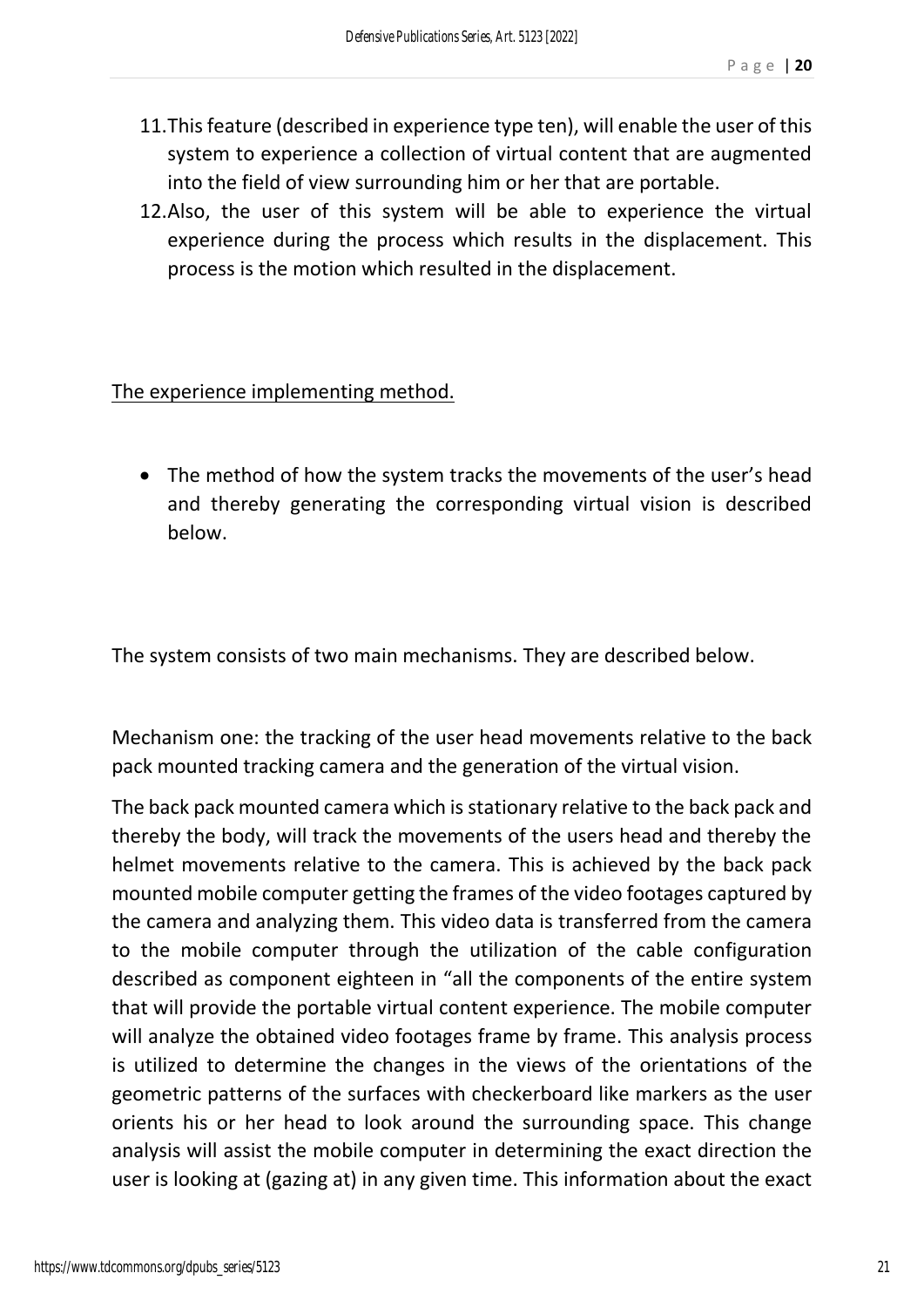11. This feature (described in experience type ten), will enable the user of this system to experience a collection of virtual content that are augmented into the field of view surrounding him or her that are portable.
12. Also, the user of this system will be able to experience the virtual experience during the process which results in the displacement. This process is the motion which resulted in the displacement.

<u>The experience implementing method.</u>

- The method of how the system tracks the movements of the user's head and thereby generating the corresponding virtual vision is described below.

The system consists of two main mechanisms. They are described below.

Mechanism one: the tracking of the user head movements relative to the back pack mounted tracking camera and the generation of the virtual vision.

The back pack mounted camera which is stationary relative to the back pack and thereby the body, will track the movements of the users head and thereby the helmet movements relative to the camera. This is achieved by the back pack mounted mobile computer getting the frames of the video footages captured by the camera and analyzing them. This video data is transferred from the camera to the mobile computer through the utilization of the cable configuration described as component eighteen in "all the components of the entire system that will provide the portable virtual content experience. The mobile computer will analyze the obtained video footages frame by frame. This analysis process is utilized to determine the changes in the views of the orientations of the geometric patterns of the surfaces with checkerboard like markers as the user orients his or her head to look around the surrounding space. This change analysis will assist the mobile computer in determining the exact direction the user is looking at (gazing at) in any given time. This information about the exact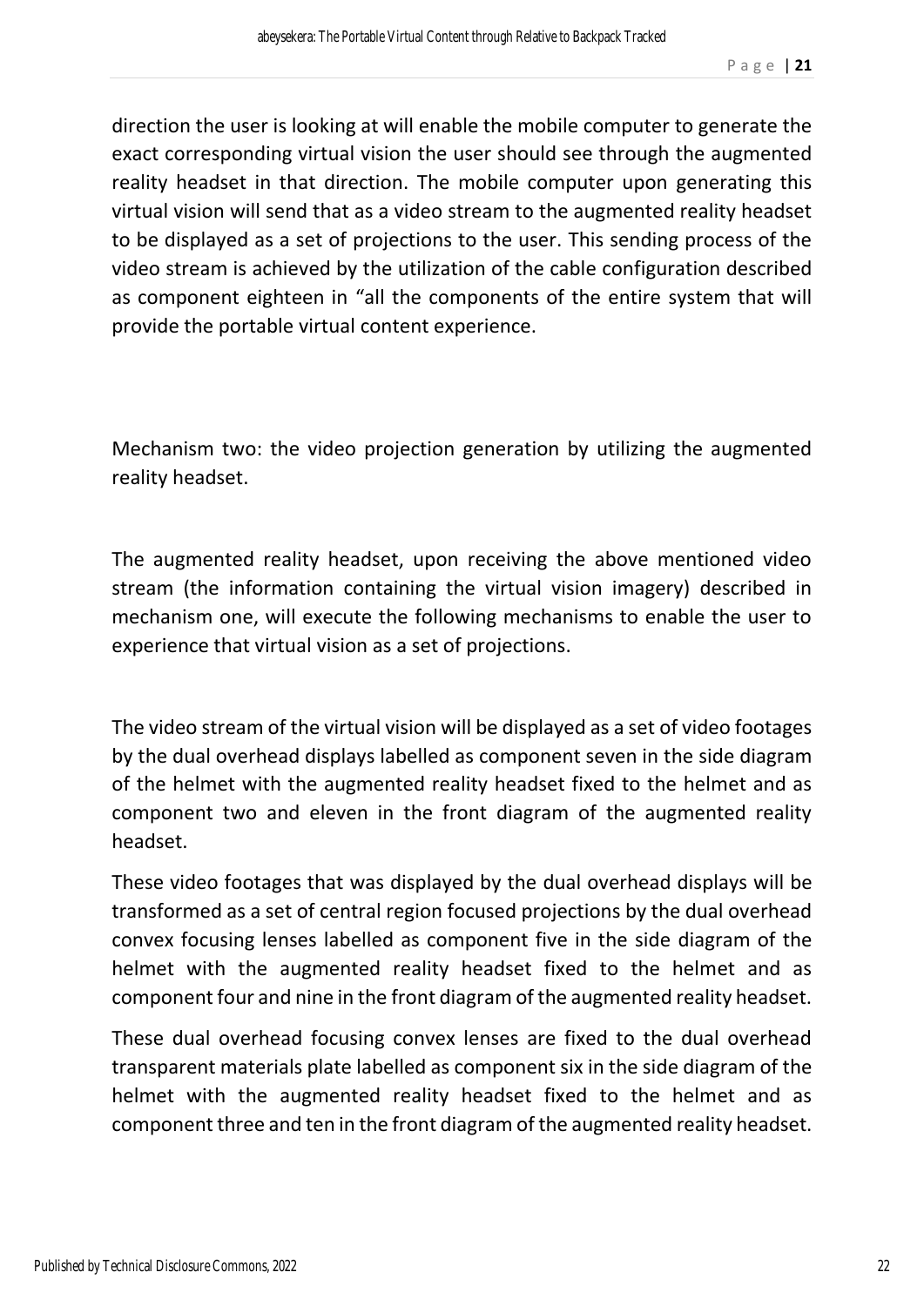direction the user is looking at will enable the mobile computer to generate the exact corresponding virtual vision the user should see through the augmented reality headset in that direction. The mobile computer upon generating this virtual vision will send that as a video stream to the augmented reality headset to be displayed as a set of projections to the user. This sending process of the video stream is achieved by the utilization of the cable configuration described as component eighteen in "all the components of the entire system that will provide the portable virtual content experience.

Mechanism two: the video projection generation by utilizing the augmented reality headset.

The augmented reality headset, upon receiving the above mentioned video stream (the information containing the virtual vision imagery) described in mechanism one, will execute the following mechanisms to enable the user to experience that virtual vision as a set of projections.

The video stream of the virtual vision will be displayed as a set of video footages by the dual overhead displays labelled as component seven in the side diagram of the helmet with the augmented reality headset fixed to the helmet and as component two and eleven in the front diagram of the augmented reality headset.

These video footages that was displayed by the dual overhead displays will be transformed as a set of central region focused projections by the dual overhead convex focusing lenses labelled as component five in the side diagram of the helmet with the augmented reality headset fixed to the helmet and as component four and nine in the front diagram of the augmented reality headset.

These dual overhead focusing convex lenses are fixed to the dual overhead transparent materials plate labelled as component six in the side diagram of the helmet with the augmented reality headset fixed to the helmet and as component three and ten in the front diagram of the augmented reality headset.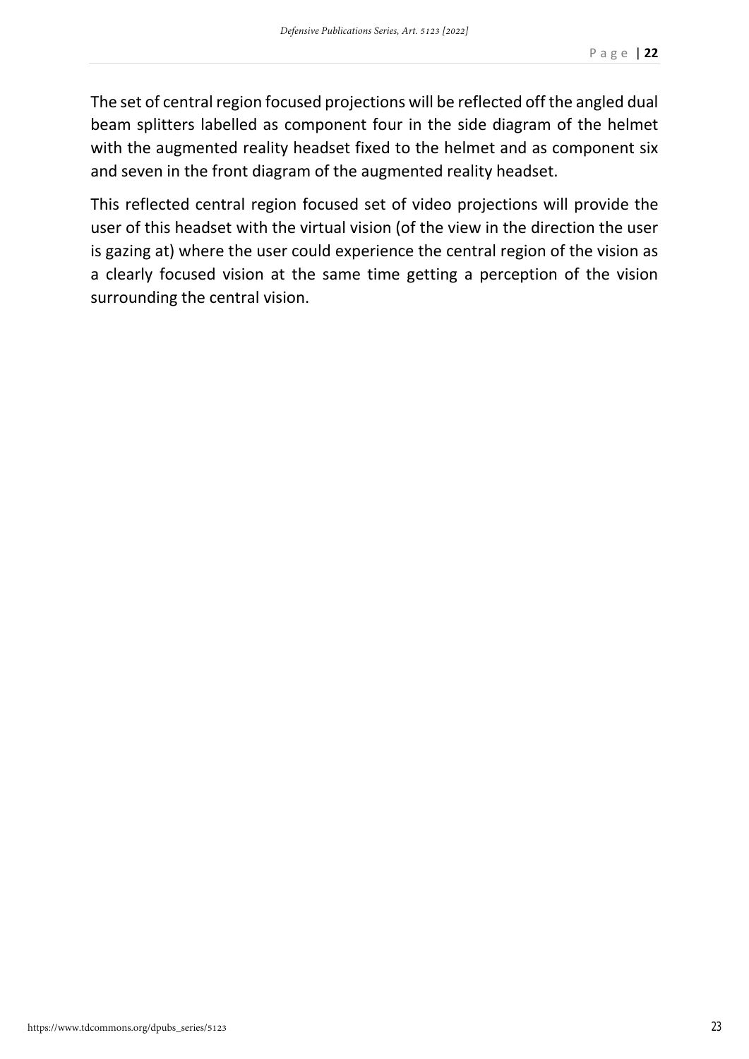The set of central region focused projections will be reflected off the angled dual beam splitters labelled as component four in the side diagram of the helmet with the augmented reality headset fixed to the helmet and as component six and seven in the front diagram of the augmented reality headset.

This reflected central region focused set of video projections will provide the user of this headset with the virtual vision (of the view in the direction the user is gazing at) where the user could experience the central region of the vision as a clearly focused vision at the same time getting a perception of the vision surrounding the central vision.